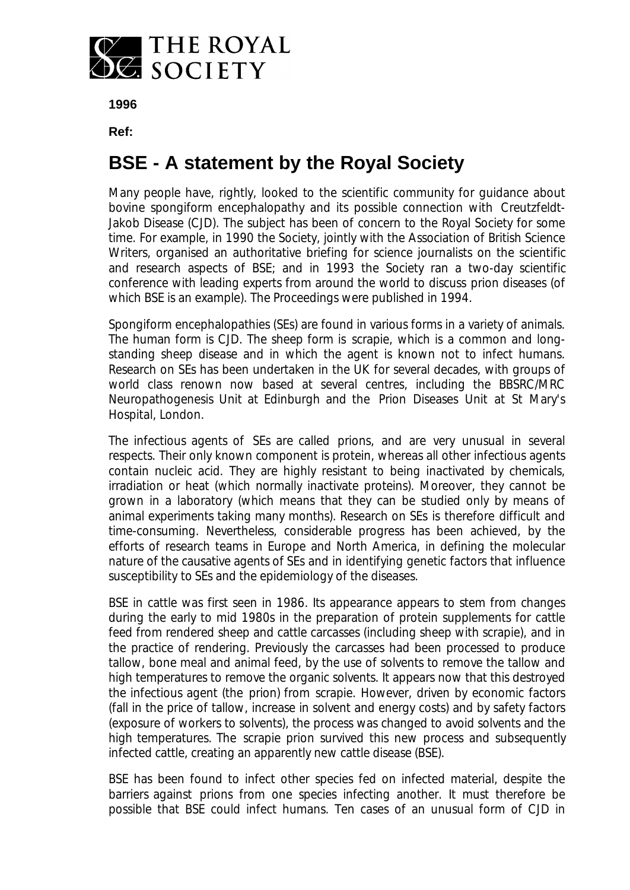THE ROYAL SOCIETY

**1996**

**Ref:**

# BSE - A statement by the Royal Society

Many people have, rightly, looked to the scientific community for guidance about bovine spongiform encephalopathy and its possible connection with Creutzfeldt-Jakob Disease (CJD). The subject has been of concern to the Royal Society for some time. For example, in 1990 the Society, jointly with the Association of British Science Writers, organised an authoritative briefing for science journalists on the scientific and research aspects of BSE; and in 1993 the Society ran a two-day scientific conference with leading experts from around the world to discuss prion diseases (of which BSE is an example). The Proceedings were published in 1994.

Spongiform encephalopathies (SEs) are found in various forms in a variety of animals. The human form is CJD. The sheep form is scrapie, which is a common and long-standing sheep disease and in which the agent is known not to infect humans. Research on SEs has been undertaken in the UK for several decades, with groups of world class renown now based at several centres, including the BBSRC/MRC Neuropathogenesis Unit at Edinburgh and the Prion Diseases Unit at St Mary's Hospital, London.

The infectious agents of SEs are called prions, and are very unusual in several respects. Their only known component is protein, whereas all other infectious agents contain nucleic acid. They are highly resistant to being inactivated by chemicals, irradiation or heat (which normally inactivate proteins). Moreover, they cannot be grown in a laboratory (which means that they can be studied only by means of animal experiments taking many months). Research on SEs is therefore difficult and time-consuming. Nevertheless, considerable progress has been achieved, by the efforts of research teams in Europe and North America, in defining the molecular nature of the causative agents of SEs and in identifying genetic factors that influence susceptibility to SEs and the epidemiology of the diseases.

BSE in cattle was first seen in 1986. Its appearance appears to stem from changes during the early to mid 1980s in the preparation of protein supplements for cattle feed from rendered sheep and cattle carcasses (including sheep with scrapie), and in the practice of rendering. Previously the carcasses had been processed to produce tallow, bone meal and animal feed, by the use of solvents to remove the tallow and high temperatures to remove the organic solvents. It appears now that this destroyed the infectious agent (the prion) from scrapie. However, driven by economic factors (fall in the price of tallow, increase in solvent and energy costs) and by safety factors (exposure of workers to solvents), the process was changed to avoid solvents and the high temperatures. The scrapie prion survived this new process and subsequently infected cattle, creating an apparently new cattle disease (BSE).

BSE has been found to infect other species fed on infected material, despite the barriers against prions from one species infecting another. It must therefore be possible that BSE could infect humans. Ten cases of an unusual form of CJD in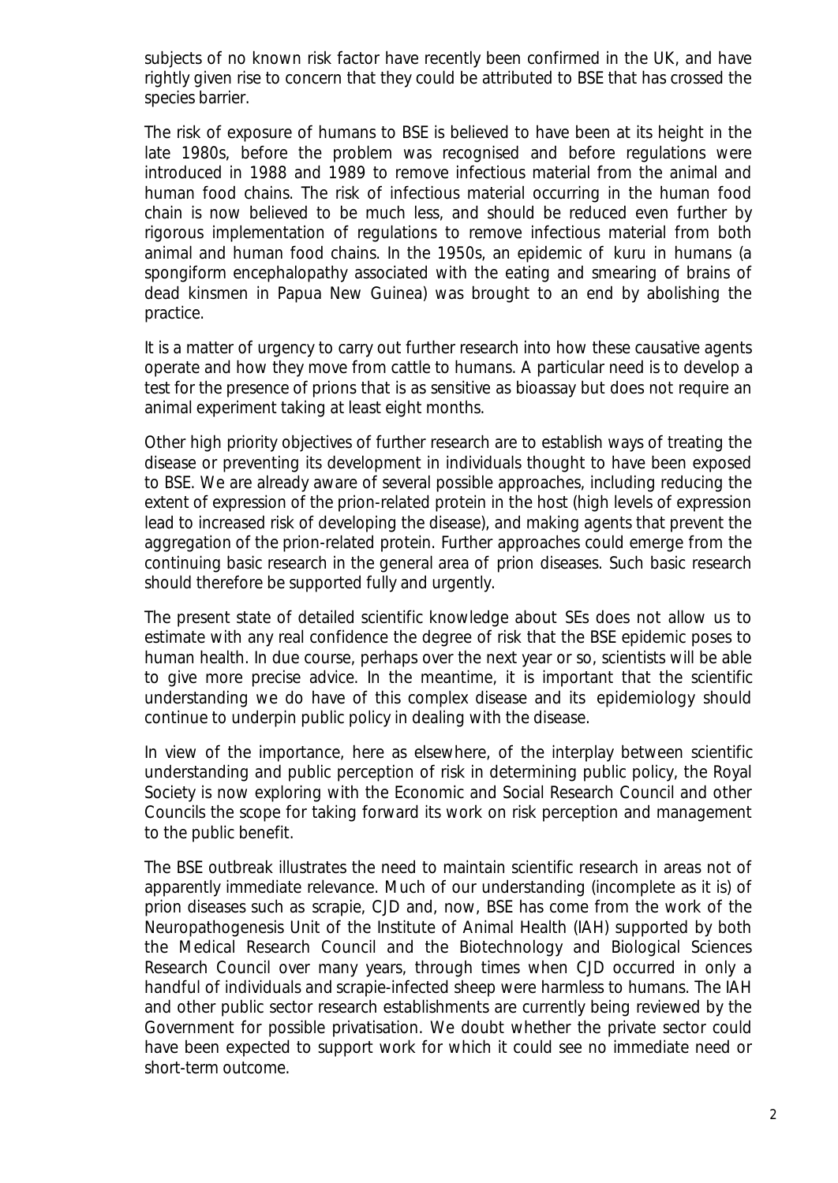subjects of no known risk factor have recently been confirmed in the UK, and have rightly given rise to concern that they could be attributed to BSE that has crossed the species barrier.

The risk of exposure of humans to BSE is believed to have been at its height in the late 1980s, before the problem was recognised and before regulations were introduced in 1988 and 1989 to remove infectious material from the animal and human food chains. The risk of infectious material occurring in the human food chain is now believed to be much less, and should be reduced even further by rigorous implementation of regulations to remove infectious material from both animal and human food chains. In the 1950s, an epidemic of kuru in humans (a spongiform encephalopathy associated with the eating and smearing of brains of dead kinsmen in Papua New Guinea) was brought to an end by abolishing the practice.

It is a matter of urgency to carry out further research into how these causative agents operate and how they move from cattle to humans. A particular need is to develop a test for the presence of prions that is as sensitive as bioassay but does not require an animal experiment taking at least eight months.

Other high priority objectives of further research are to establish ways of treating the disease or preventing its development in individuals thought to have been exposed to BSE. We are already aware of several possible approaches, including reducing the extent of expression of the prion-related protein in the host (high levels of expression lead to increased risk of developing the disease), and making agents that prevent the aggregation of the prion-related protein. Further approaches could emerge from the continuing basic research in the general area of prion diseases. Such basic research should therefore be supported fully and urgently.

The present state of detailed scientific knowledge about SEs does not allow us to estimate with any real confidence the degree of risk that the BSE epidemic poses to human health. In due course, perhaps over the next year or so, scientists will be able to give more precise advice. In the meantime, it is important that the scientific understanding we do have of this complex disease and its epidemiology should continue to underpin public policy in dealing with the disease.

In view of the importance, here as elsewhere, of the interplay between scientific understanding and public perception of risk in determining public policy, the Royal Society is now exploring with the Economic and Social Research Council and other Councils the scope for taking forward its work on risk perception and management to the public benefit.

The BSE outbreak illustrates the need to maintain scientific research in areas not of apparently immediate relevance. Much of our understanding (incomplete as it is) of prion diseases such as scrapie, CJD and, now, BSE has come from the work of the Neuropathogenesis Unit of the Institute of Animal Health (IAH) supported by both the Medical Research Council and the Biotechnology and Biological Sciences Research Council over many years, through times when CJD occurred in only a handful of individuals and scrapie-infected sheep were harmless to humans. The IAH and other public sector research establishments are currently being reviewed by the Government for possible privatisation. We doubt whether the private sector could have been expected to support work for which it could see no immediate need or short-term outcome.